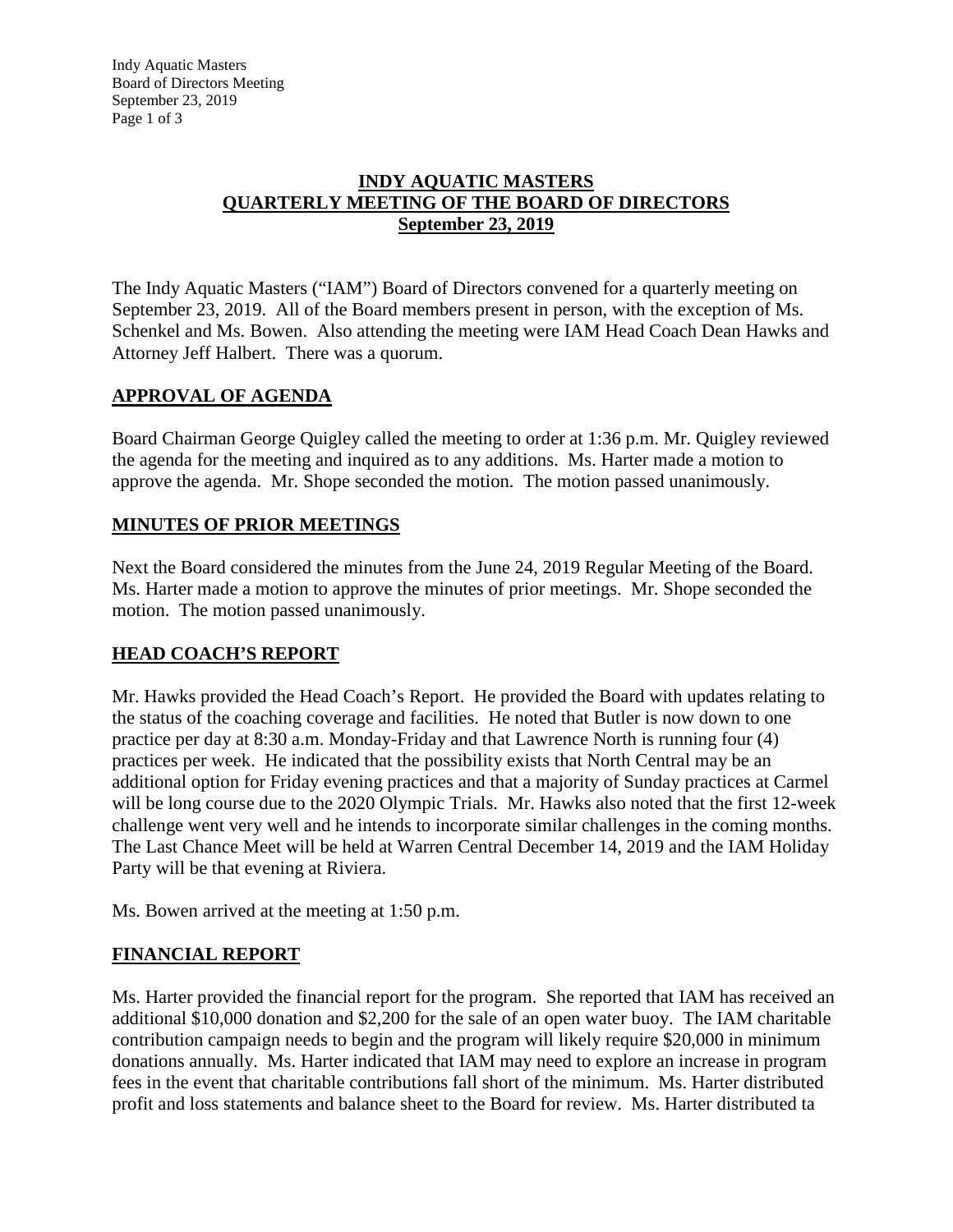# INDY AQUATIC MASTERS
# QUARTERLY MEETING OF THE BOARD OF DIRECTORS
# September 23, 2019

The Indy Aquatic Masters ("IAM") Board of Directors convened for a quarterly meeting on September 23, 2019. All of the Board members present in person, with the exception of Ms. Schenkel and Ms. Bowen. Also attending the meeting were IAM Head Coach Dean Hawks and Attorney Jeff Halbert. There was a quorum.

## APPROVAL OF AGENDA

Board Chairman George Quigley called the meeting to order at 1:36 p.m. Mr. Quigley reviewed the agenda for the meeting and inquired as to any additions. Ms. Harter made a motion to approve the agenda. Mr. Shope seconded the motion. The motion passed unanimously.

## MINUTES OF PRIOR MEETINGS

Next the Board considered the minutes from the June 24, 2019 Regular Meeting of the Board. Ms. Harter made a motion to approve the minutes of prior meetings. Mr. Shope seconded the motion. The motion passed unanimously.

## HEAD COACH'S REPORT

Mr. Hawks provided the Head Coach's Report. He provided the Board with updates relating to the status of the coaching coverage and facilities. He noted that Butler is now down to one practice per day at 8:30 a.m. Monday-Friday and that Lawrence North is running four (4) practices per week. He indicated that the possibility exists that North Central may be an additional option for Friday evening practices and that a majority of Sunday practices at Carmel will be long course due to the 2020 Olympic Trials. Mr. Hawks also noted that the first 12-week challenge went very well and he intends to incorporate similar challenges in the coming months. The Last Chance Meet will be held at Warren Central December 14, 2019 and the IAM Holiday Party will be that evening at Riviera.

Ms. Bowen arrived at the meeting at 1:50 p.m.

## FINANCIAL REPORT

Ms. Harter provided the financial report for the program. She reported that IAM has received an additional $10,000 donation and $2,200 for the sale of an open water buoy. The IAM charitable contribution campaign needs to begin and the program will likely require $20,000 in minimum donations annually. Ms. Harter indicated that IAM may need to explore an increase in program fees in the event that charitable contributions fall short of the minimum. Ms. Harter distributed profit and loss statements and balance sheet to the Board for review. Ms. Harter distributed ta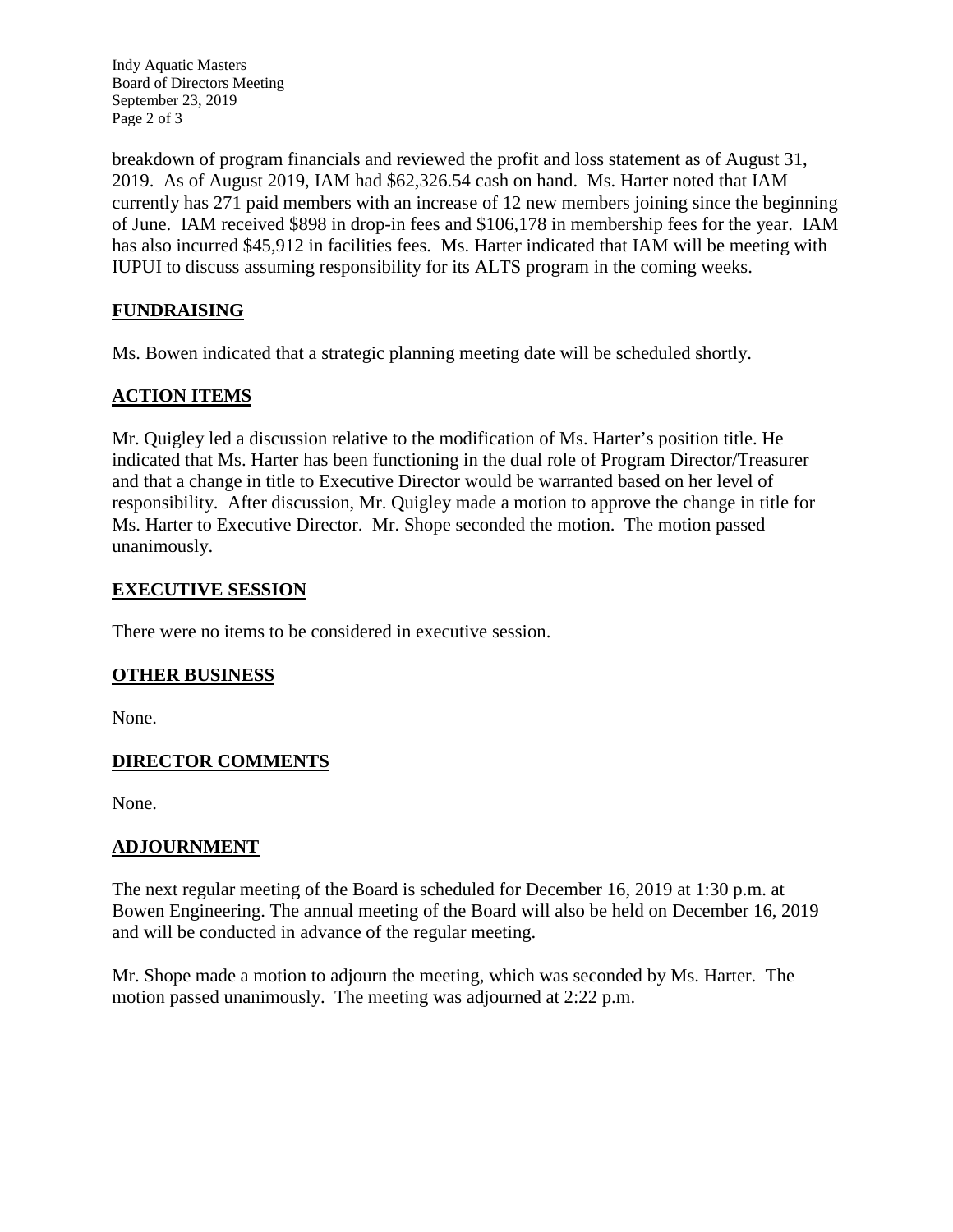breakdown of program financials and reviewed the profit and loss statement as of August 31, 2019. As of August 2019, IAM had $62,326.54 cash on hand. Ms. Harter noted that IAM currently has 271 paid members with an increase of 12 new members joining since the beginning of June. IAM received $898 in drop-in fees and $106,178 in membership fees for the year. IAM has also incurred $45,912 in facilities fees. Ms. Harter indicated that IAM will be meeting with IUPUI to discuss assuming responsibility for its ALTS program in the coming weeks.

## FUNDRAISING

Ms. Bowen indicated that a strategic planning meeting date will be scheduled shortly.

## ACTION ITEMS

Mr. Quigley led a discussion relative to the modification of Ms. Harter's position title. He indicated that Ms. Harter has been functioning in the dual role of Program Director/Treasurer and that a change in title to Executive Director would be warranted based on her level of responsibility. After discussion, Mr. Quigley made a motion to approve the change in title for Ms. Harter to Executive Director. Mr. Shope seconded the motion. The motion passed unanimously.

## EXECUTIVE SESSION

There were no items to be considered in executive session.

## OTHER BUSINESS

None.

## DIRECTOR COMMENTS

None.

## ADJOURNMENT

The next regular meeting of the Board is scheduled for December 16, 2019 at 1:30 p.m. at Bowen Engineering. The annual meeting of the Board will also be held on December 16, 2019 and will be conducted in advance of the regular meeting.

Mr. Shope made a motion to adjourn the meeting, which was seconded by Ms. Harter. The motion passed unanimously. The meeting was adjourned at 2:22 p.m.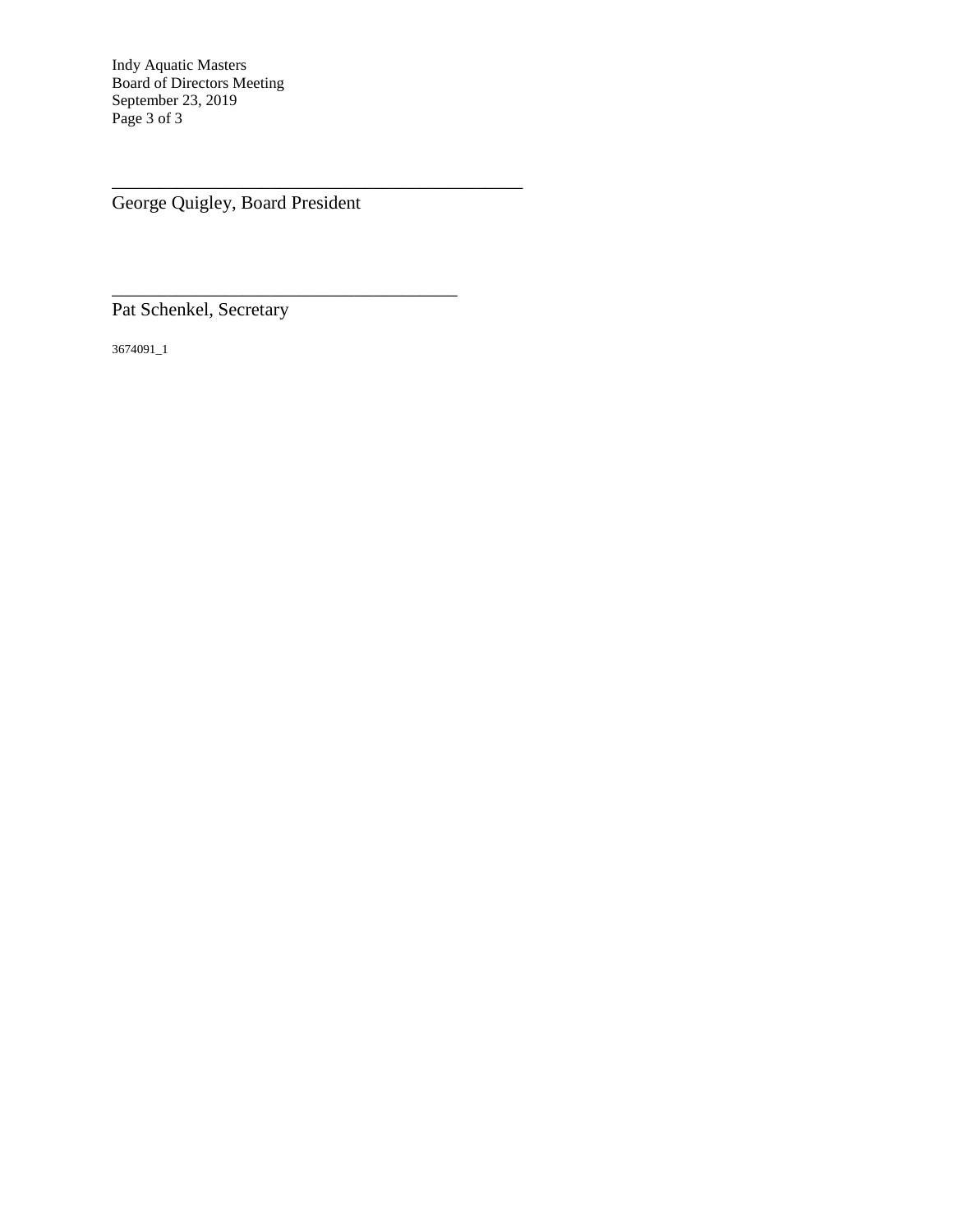\_\_\_\_\_\_\_\_\_\_\_\_\_\_\_\_\_\_\_\_\_\_\_\_\_\_\_\_\_\_\_\_\_\_\_\_\_\_\_\_\_\_\_\_

George Quigley, Board President

\_\_\_\_\_\_\_\_\_\_\_\_\_\_\_\_\_\_\_\_\_\_\_\_\_\_\_\_\_\_\_\_\_\_\_\_\_

Pat Schenkel, Secretary

3674091_1